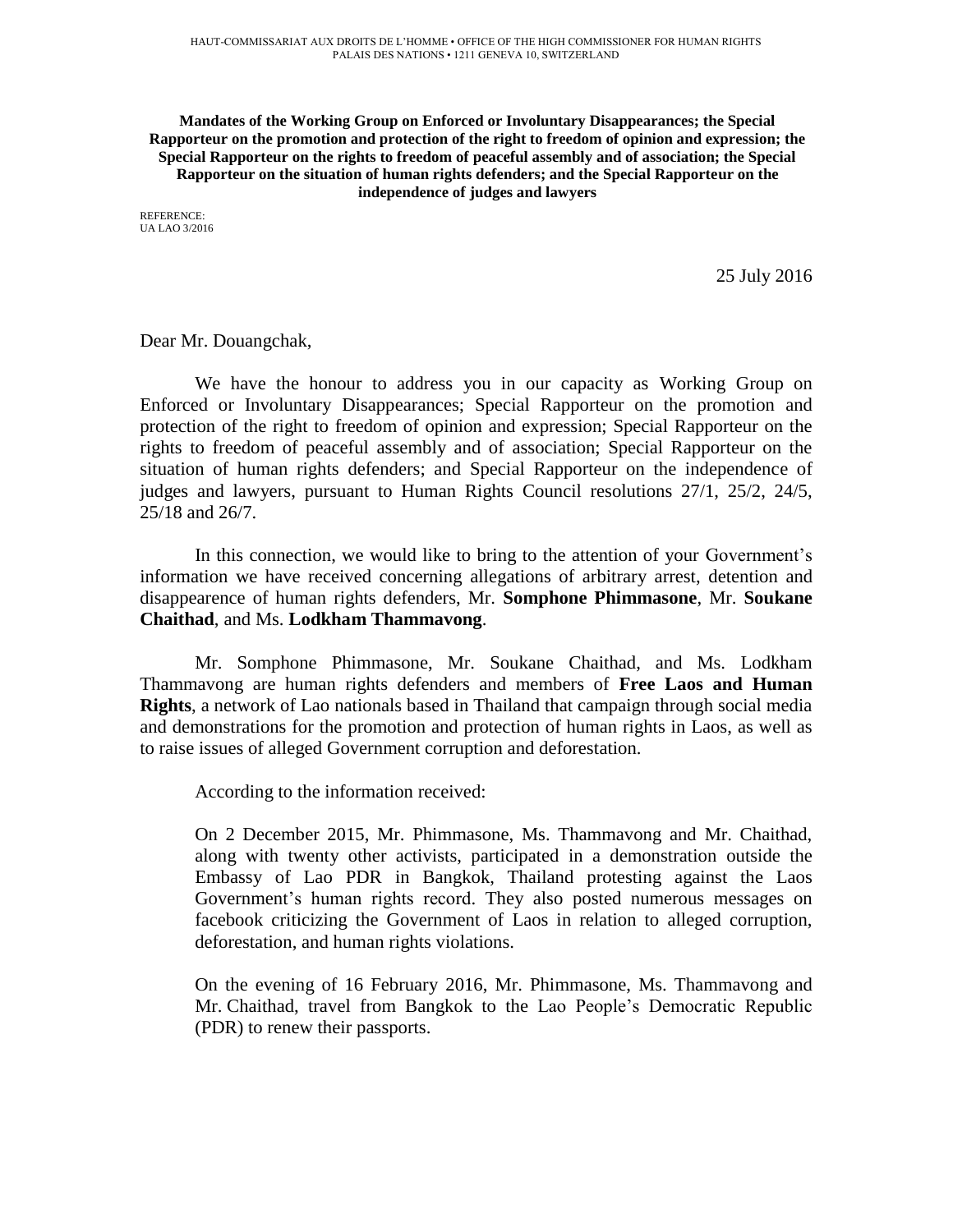HAUT-COMMISSARIAT AUX DROITS DE L'HOMME • OFFICE OF THE HIGH COMMISSIONER FOR HUMAN RIGHTS
PALAIS DES NATIONS • 1211 GENEVA 10, SWITZERLAND

**Mandates of the Working Group on Enforced or Involuntary Disappearances; the Special Rapporteur on the promotion and protection of the right to freedom of opinion and expression; the Special Rapporteur on the rights to freedom of peaceful assembly and of association; the Special Rapporteur on the situation of human rights defenders; and the Special Rapporteur on the independence of judges and lawyers**

REFERENCE:
UA LAO 3/2016

25 July 2016

Dear Mr. Douangchak,

We have the honour to address you in our capacity as Working Group on Enforced or Involuntary Disappearances; Special Rapporteur on the promotion and protection of the right to freedom of opinion and expression; Special Rapporteur on the rights to freedom of peaceful assembly and of association; Special Rapporteur on the situation of human rights defenders; and Special Rapporteur on the independence of judges and lawyers, pursuant to Human Rights Council resolutions 27/1, 25/2, 24/5, 25/18 and 26/7.

In this connection, we would like to bring to the attention of your Government's information we have received concerning allegations of arbitrary arrest, detention and disappearence of human rights defenders, Mr. **Somphone Phimmasone**, Mr. **Soukane Chaithad**, and Ms. **Lodkham Thammavong**.

Mr. Somphone Phimmasone, Mr. Soukane Chaithad, and Ms. Lodkham Thammavong are human rights defenders and members of **Free Laos and Human Rights**, a network of Lao nationals based in Thailand that campaign through social media and demonstrations for the promotion and protection of human rights in Laos, as well as to raise issues of alleged Government corruption and deforestation.

According to the information received:

On 2 December 2015, Mr. Phimmasone, Ms. Thammavong and Mr. Chaithad, along with twenty other activists, participated in a demonstration outside the Embassy of Lao PDR in Bangkok, Thailand protesting against the Laos Government's human rights record. They also posted numerous messages on facebook criticizing the Government of Laos in relation to alleged corruption, deforestation, and human rights violations.

On the evening of 16 February 2016, Mr. Phimmasone, Ms. Thammavong and Mr. Chaithad, travel from Bangkok to the Lao People's Democratic Republic (PDR) to renew their passports.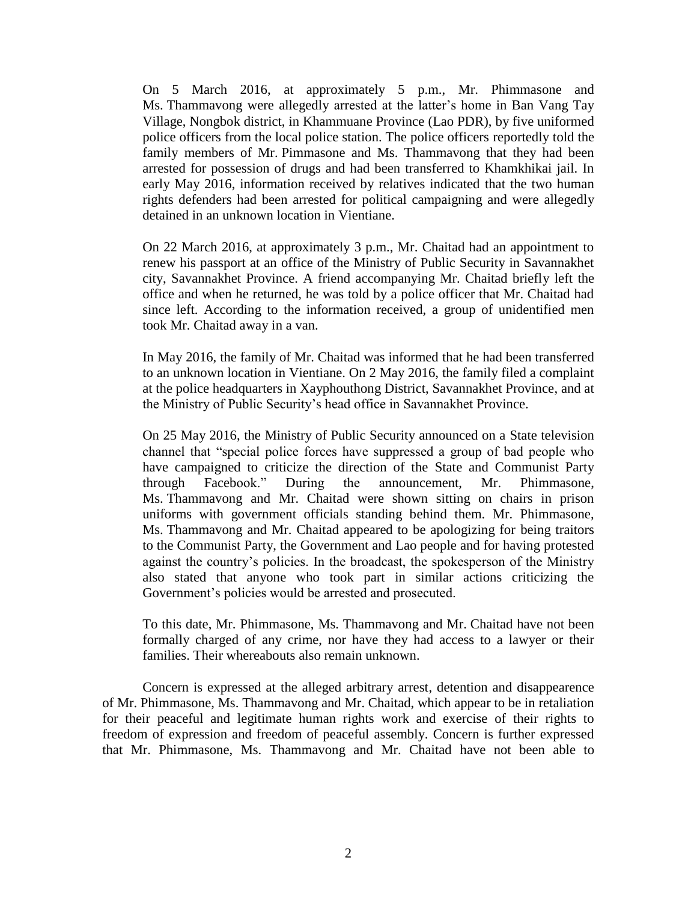On 5 March 2016, at approximately 5 p.m., Mr. Phimmasone and Ms. Thammavong were allegedly arrested at the latter's home in Ban Vang Tay Village, Nongbok district, in Khammuane Province (Lao PDR), by five uniformed police officers from the local police station. The police officers reportedly told the family members of Mr. Pimmasone and Ms. Thammavong that they had been arrested for possession of drugs and had been transferred to Khamkhikai jail. In early May 2016, information received by relatives indicated that the two human rights defenders had been arrested for political campaigning and were allegedly detained in an unknown location in Vientiane.

On 22 March 2016, at approximately 3 p.m., Mr. Chaitad had an appointment to renew his passport at an office of the Ministry of Public Security in Savannakhet city, Savannakhet Province. A friend accompanying Mr. Chaitad briefly left the office and when he returned, he was told by a police officer that Mr. Chaitad had since left. According to the information received, a group of unidentified men took Mr. Chaitad away in a van.

In May 2016, the family of Mr. Chaitad was informed that he had been transferred to an unknown location in Vientiane. On 2 May 2016, the family filed a complaint at the police headquarters in Xayphouthong District, Savannakhet Province, and at the Ministry of Public Security's head office in Savannakhet Province.

On 25 May 2016, the Ministry of Public Security announced on a State television channel that "special police forces have suppressed a group of bad people who have campaigned to criticize the direction of the State and Communist Party through Facebook." During the announcement, Mr. Phimmasone, Ms. Thammavong and Mr. Chaitad were shown sitting on chairs in prison uniforms with government officials standing behind them. Mr. Phimmasone, Ms. Thammavong and Mr. Chaitad appeared to be apologizing for being traitors to the Communist Party, the Government and Lao people and for having protested against the country's policies. In the broadcast, the spokesperson of the Ministry also stated that anyone who took part in similar actions criticizing the Government's policies would be arrested and prosecuted.

To this date, Mr. Phimmasone, Ms. Thammavong and Mr. Chaitad have not been formally charged of any crime, nor have they had access to a lawyer or their families. Their whereabouts also remain unknown.

Concern is expressed at the alleged arbitrary arrest, detention and disappearence of Mr. Phimmasone, Ms. Thammavong and Mr. Chaitad, which appear to be in retaliation for their peaceful and legitimate human rights work and exercise of their rights to freedom of expression and freedom of peaceful assembly. Concern is further expressed that Mr. Phimmasone, Ms. Thammavong and Mr. Chaitad have not been able to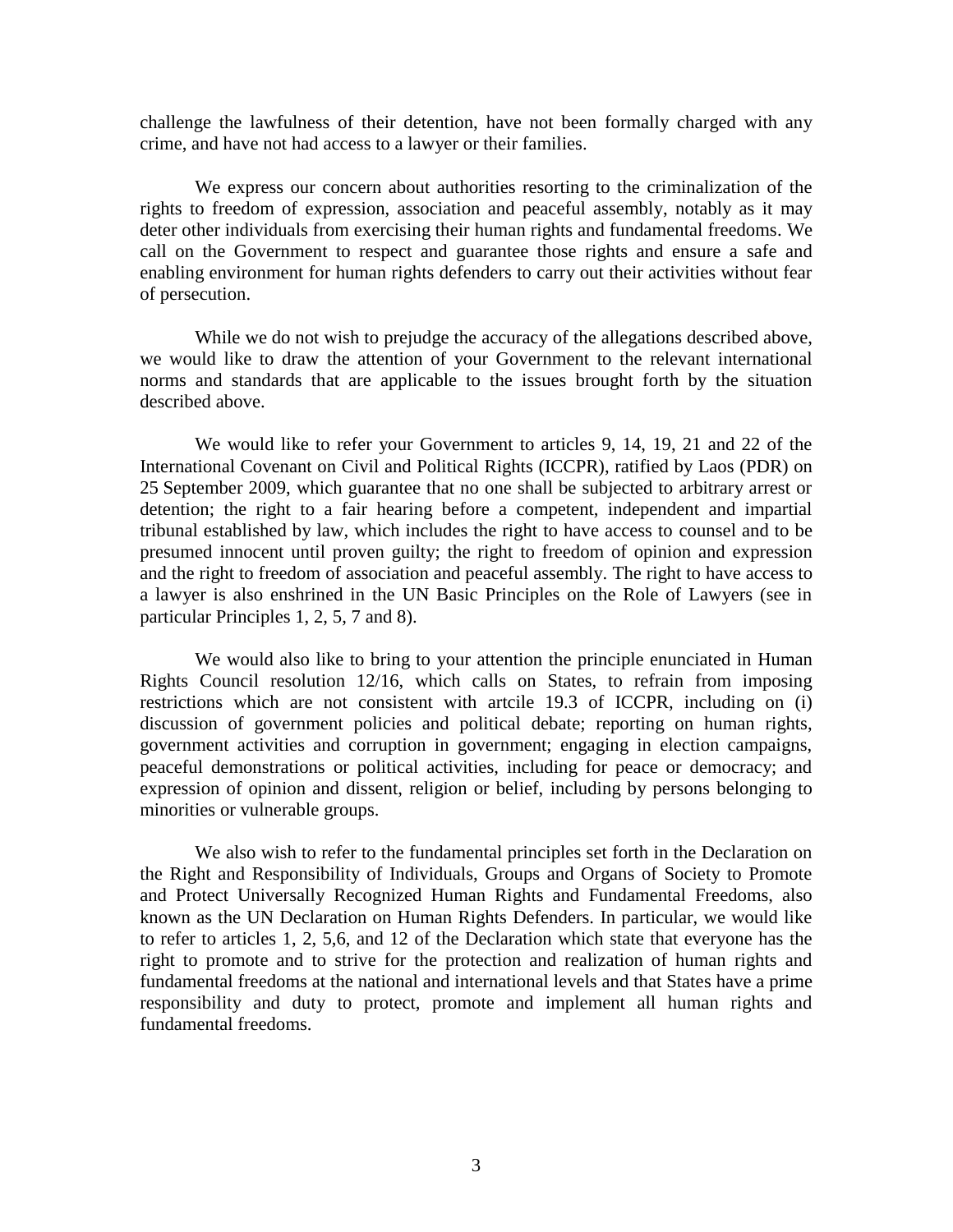challenge the lawfulness of their detention, have not been formally charged with any crime, and have not had access to a lawyer or their families.

We express our concern about authorities resorting to the criminalization of the rights to freedom of expression, association and peaceful assembly, notably as it may deter other individuals from exercising their human rights and fundamental freedoms. We call on the Government to respect and guarantee those rights and ensure a safe and enabling environment for human rights defenders to carry out their activities without fear of persecution.

While we do not wish to prejudge the accuracy of the allegations described above, we would like to draw the attention of your Government to the relevant international norms and standards that are applicable to the issues brought forth by the situation described above.

We would like to refer your Government to articles 9, 14, 19, 21 and 22 of the International Covenant on Civil and Political Rights (ICCPR), ratified by Laos (PDR) on 25 September 2009, which guarantee that no one shall be subjected to arbitrary arrest or detention; the right to a fair hearing before a competent, independent and impartial tribunal established by law, which includes the right to have access to counsel and to be presumed innocent until proven guilty; the right to freedom of opinion and expression and the right to freedom of association and peaceful assembly. The right to have access to a lawyer is also enshrined in the UN Basic Principles on the Role of Lawyers (see in particular Principles 1, 2, 5, 7 and 8).

We would also like to bring to your attention the principle enunciated in Human Rights Council resolution 12/16, which calls on States, to refrain from imposing restrictions which are not consistent with artcile 19.3 of ICCPR, including on (i) discussion of government policies and political debate; reporting on human rights, government activities and corruption in government; engaging in election campaigns, peaceful demonstrations or political activities, including for peace or democracy; and expression of opinion and dissent, religion or belief, including by persons belonging to minorities or vulnerable groups.

We also wish to refer to the fundamental principles set forth in the Declaration on the Right and Responsibility of Individuals, Groups and Organs of Society to Promote and Protect Universally Recognized Human Rights and Fundamental Freedoms, also known as the UN Declaration on Human Rights Defenders. In particular, we would like to refer to articles 1, 2, 5,6, and 12 of the Declaration which state that everyone has the right to promote and to strive for the protection and realization of human rights and fundamental freedoms at the national and international levels and that States have a prime responsibility and duty to protect, promote and implement all human rights and fundamental freedoms.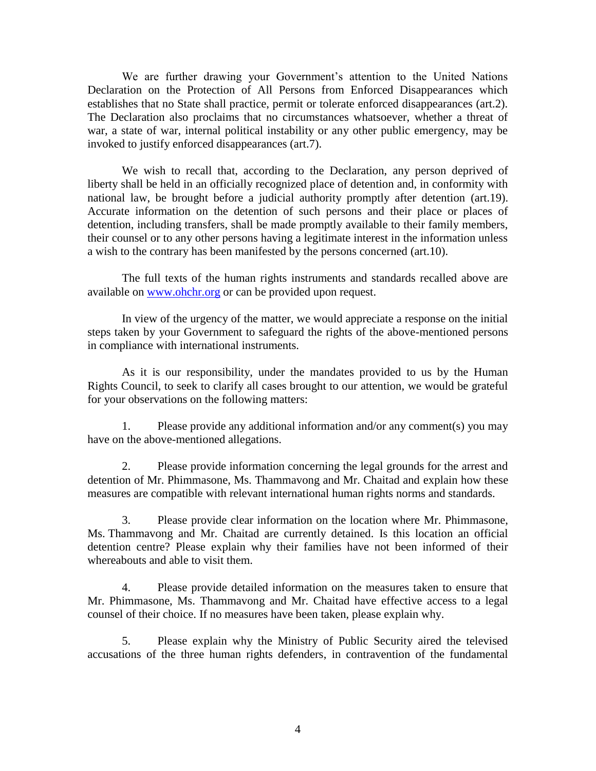We are further drawing your Government's attention to the United Nations Declaration on the Protection of All Persons from Enforced Disappearances which establishes that no State shall practice, permit or tolerate enforced disappearances (art.2). The Declaration also proclaims that no circumstances whatsoever, whether a threat of war, a state of war, internal political instability or any other public emergency, may be invoked to justify enforced disappearances (art.7).

We wish to recall that, according to the Declaration, any person deprived of liberty shall be held in an officially recognized place of detention and, in conformity with national law, be brought before a judicial authority promptly after detention (art.19). Accurate information on the detention of such persons and their place or places of detention, including transfers, shall be made promptly available to their family members, their counsel or to any other persons having a legitimate interest in the information unless a wish to the contrary has been manifested by the persons concerned (art.10).

The full texts of the human rights instruments and standards recalled above are available on [www.ohchr.org](http://www.ohchr.org) or can be provided upon request.

In view of the urgency of the matter, we would appreciate a response on the initial steps taken by your Government to safeguard the rights of the above-mentioned persons in compliance with international instruments.

As it is our responsibility, under the mandates provided to us by the Human Rights Council, to seek to clarify all cases brought to our attention, we would be grateful for your observations on the following matters:

1. Please provide any additional information and/or any comment(s) you may have on the above-mentioned allegations.

2. Please provide information concerning the legal grounds for the arrest and detention of Mr. Phimmasone, Ms. Thammavong and Mr. Chaitad and explain how these measures are compatible with relevant international human rights norms and standards.

3. Please provide clear information on the location where Mr. Phimmasone, Ms. Thammavong and Mr. Chaitad are currently detained. Is this location an official detention centre? Please explain why their families have not been informed of their whereabouts and able to visit them.

4. Please provide detailed information on the measures taken to ensure that Mr. Phimmasone, Ms. Thammavong and Mr. Chaitad have effective access to a legal counsel of their choice. If no measures have been taken, please explain why.

5. Please explain why the Ministry of Public Security aired the televised accusations of the three human rights defenders, in contravention of the fundamental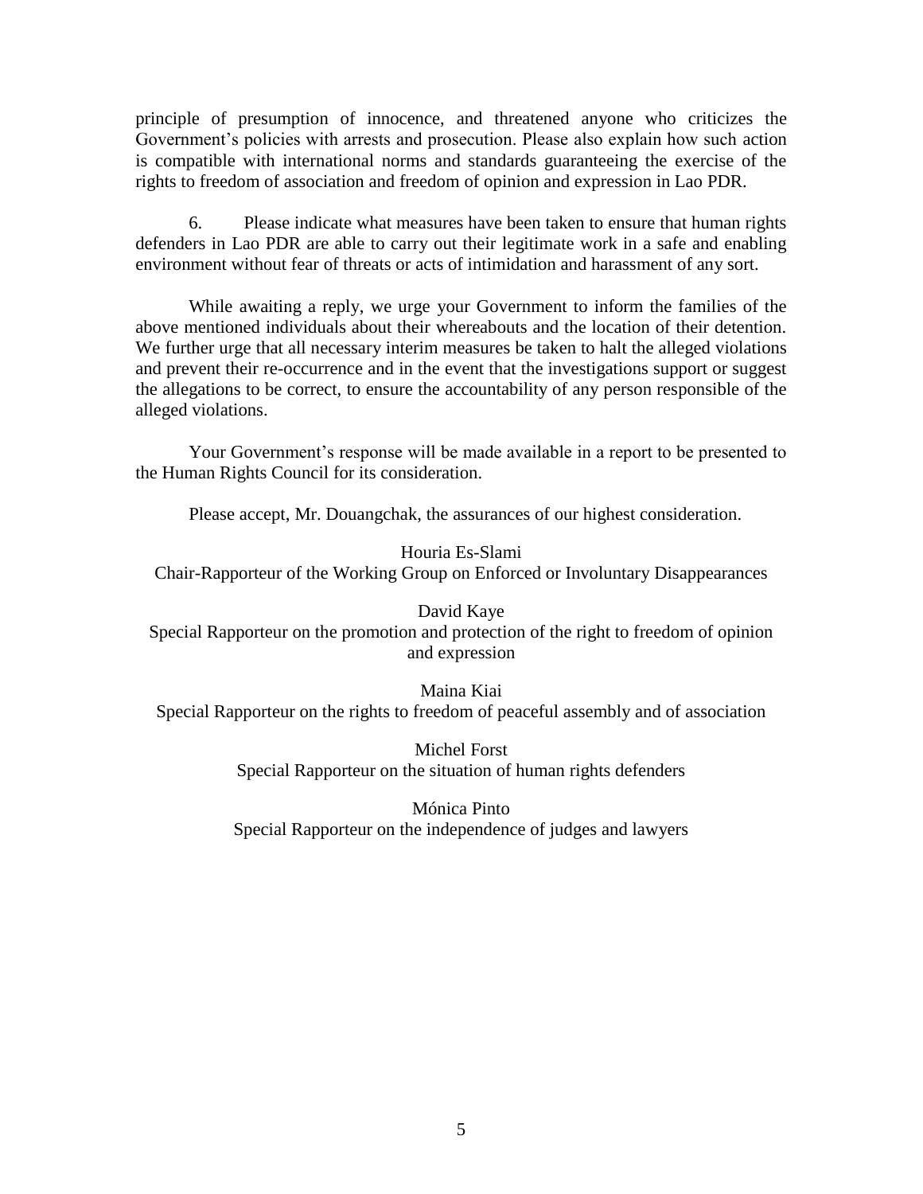principle of presumption of innocence, and threatened anyone who criticizes the Government's policies with arrests and prosecution. Please also explain how such action is compatible with international norms and standards guaranteeing the exercise of the rights to freedom of association and freedom of opinion and expression in Lao PDR.

6. Please indicate what measures have been taken to ensure that human rights defenders in Lao PDR are able to carry out their legitimate work in a safe and enabling environment without fear of threats or acts of intimidation and harassment of any sort.

While awaiting a reply, we urge your Government to inform the families of the above mentioned individuals about their whereabouts and the location of their detention. We further urge that all necessary interim measures be taken to halt the alleged violations and prevent their re-occurrence and in the event that the investigations support or suggest the allegations to be correct, to ensure the accountability of any person responsible of the alleged violations.

Your Government's response will be made available in a report to be presented to the Human Rights Council for its consideration.

Please accept, Mr. Douangchak, the assurances of our highest consideration.

Houria Es-Slami
Chair-Rapporteur of the Working Group on Enforced or Involuntary Disappearances

David Kaye
Special Rapporteur on the promotion and protection of the right to freedom of opinion and expression

Maina Kiai
Special Rapporteur on the rights to freedom of peaceful assembly and of association

Michel Forst
Special Rapporteur on the situation of human rights defenders

Mónica Pinto
Special Rapporteur on the independence of judges and lawyers